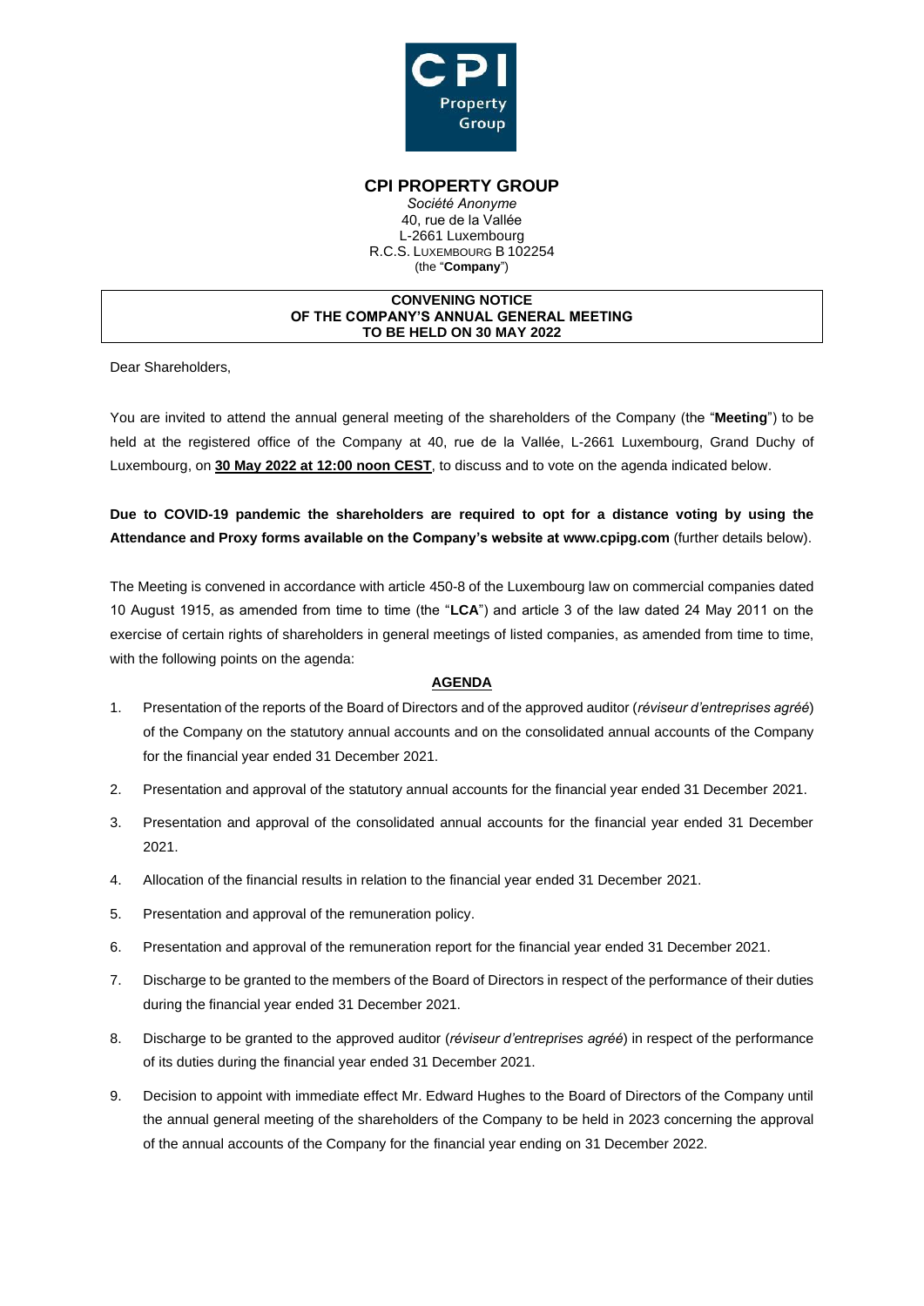**CPI PROPERTY GROUP**

*Société Anonyme*
40, rue de la Vallée
L-2661 Luxembourg
R.C.S. LUXEMBOURG B 102254
(the "**Company**")

**CONVENING NOTICE
OF THE COMPANY'S ANNUAL GENERAL MEETING
TO BE HELD ON 30 MAY 2022**

Dear Shareholders,

You are invited to attend the annual general meeting of the shareholders of the Company (the "**Meeting**") to be held at the registered office of the Company at 40, rue de la Vallée, L-2661 Luxembourg, Grand Duchy of Luxembourg, on **30 May 2022 at 12:00 noon CEST**, to discuss and to vote on the agenda indicated below.

**Due to COVID-19 pandemic the shareholders are required to opt for a distance voting by using the Attendance and Proxy forms available on the Company's website at www.cpipg.com** (further details below).

The Meeting is convened in accordance with article 450-8 of the Luxembourg law on commercial companies dated 10 August 1915, as amended from time to time (the "**LCA**") and article 3 of the law dated 24 May 2011 on the exercise of certain rights of shareholders in general meetings of listed companies, as amended from time to time, with the following points on the agenda:

**AGENDA**

1. Presentation of the reports of the Board of Directors and of the approved auditor (*réviseur d'entreprises agréé*) of the Company on the statutory annual accounts and on the consolidated annual accounts of the Company for the financial year ended 31 December 2021.
2. Presentation and approval of the statutory annual accounts for the financial year ended 31 December 2021.
3. Presentation and approval of the consolidated annual accounts for the financial year ended 31 December 2021.
4. Allocation of the financial results in relation to the financial year ended 31 December 2021.
5. Presentation and approval of the remuneration policy.
6. Presentation and approval of the remuneration report for the financial year ended 31 December 2021.
7. Discharge to be granted to the members of the Board of Directors in respect of the performance of their duties during the financial year ended 31 December 2021.
8. Discharge to be granted to the approved auditor (*réviseur d'entreprises agréé*) in respect of the performance of its duties during the financial year ended 31 December 2021.
9. Decision to appoint with immediate effect Mr. Edward Hughes to the Board of Directors of the Company until the annual general meeting of the shareholders of the Company to be held in 2023 concerning the approval of the annual accounts of the Company for the financial year ending on 31 December 2022.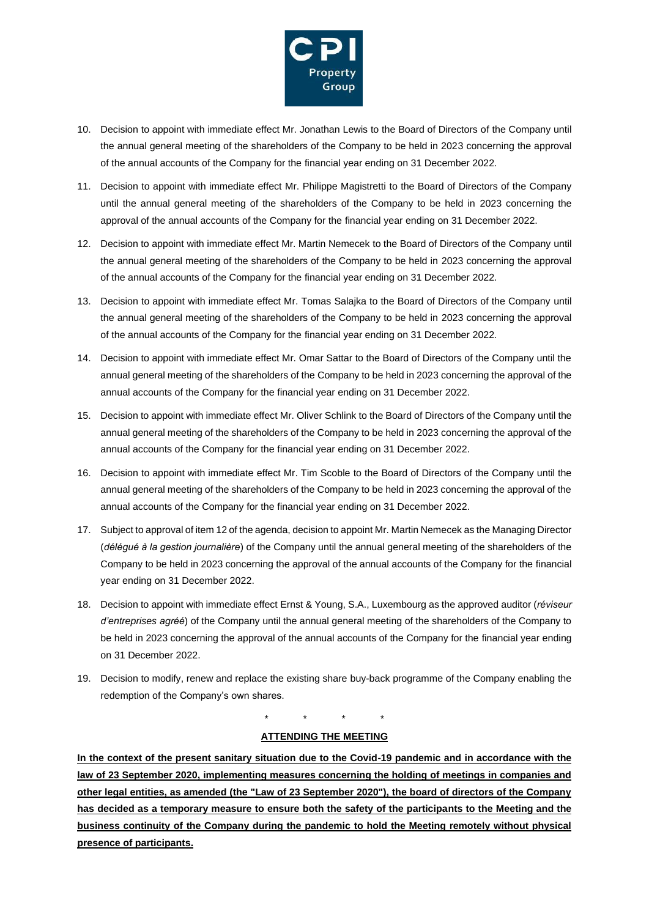10. Decision to appoint with immediate effect Mr. Jonathan Lewis to the Board of Directors of the Company until the annual general meeting of the shareholders of the Company to be held in 2023 concerning the approval of the annual accounts of the Company for the financial year ending on 31 December 2022.

11. Decision to appoint with immediate effect Mr. Philippe Magistretti to the Board of Directors of the Company until the annual general meeting of the shareholders of the Company to be held in 2023 concerning the approval of the annual accounts of the Company for the financial year ending on 31 December 2022.

12. Decision to appoint with immediate effect Mr. Martin Nemecek to the Board of Directors of the Company until the annual general meeting of the shareholders of the Company to be held in 2023 concerning the approval of the annual accounts of the Company for the financial year ending on 31 December 2022.

13. Decision to appoint with immediate effect Mr. Tomas Salajka to the Board of Directors of the Company until the annual general meeting of the shareholders of the Company to be held in 2023 concerning the approval of the annual accounts of the Company for the financial year ending on 31 December 2022.

14. Decision to appoint with immediate effect Mr. Omar Sattar to the Board of Directors of the Company until the annual general meeting of the shareholders of the Company to be held in 2023 concerning the approval of the annual accounts of the Company for the financial year ending on 31 December 2022.

15. Decision to appoint with immediate effect Mr. Oliver Schlink to the Board of Directors of the Company until the annual general meeting of the shareholders of the Company to be held in 2023 concerning the approval of the annual accounts of the Company for the financial year ending on 31 December 2022.

16. Decision to appoint with immediate effect Mr. Tim Scoble to the Board of Directors of the Company until the annual general meeting of the shareholders of the Company to be held in 2023 concerning the approval of the annual accounts of the Company for the financial year ending on 31 December 2022.

17. Subject to approval of item 12 of the agenda, decision to appoint Mr. Martin Nemecek as the Managing Director (*délégué à la gestion journalière*) of the Company until the annual general meeting of the shareholders of the Company to be held in 2023 concerning the approval of the annual accounts of the Company for the financial year ending on 31 December 2022.

18. Decision to appoint with immediate effect Ernst & Young, S.A., Luxembourg as the approved auditor (*réviseur d'entreprises agréé*) of the Company until the annual general meeting of the shareholders of the Company to be held in 2023 concerning the approval of the annual accounts of the Company for the financial year ending on 31 December 2022.

19. Decision to modify, renew and replace the existing share buy-back programme of the Company enabling the redemption of the Company's own shares.

\* \* \* \*

## ATTENDING THE MEETING

**In the context of the present sanitary situation due to the Covid-19 pandemic and in accordance with the law of 23 September 2020, implementing measures concerning the holding of meetings in companies and other legal entities, as amended (the "Law of 23 September 2020"), the board of directors of the Company has decided as a temporary measure to ensure both the safety of the participants to the Meeting and the business continuity of the Company during the pandemic to hold the Meeting remotely without physical presence of participants.**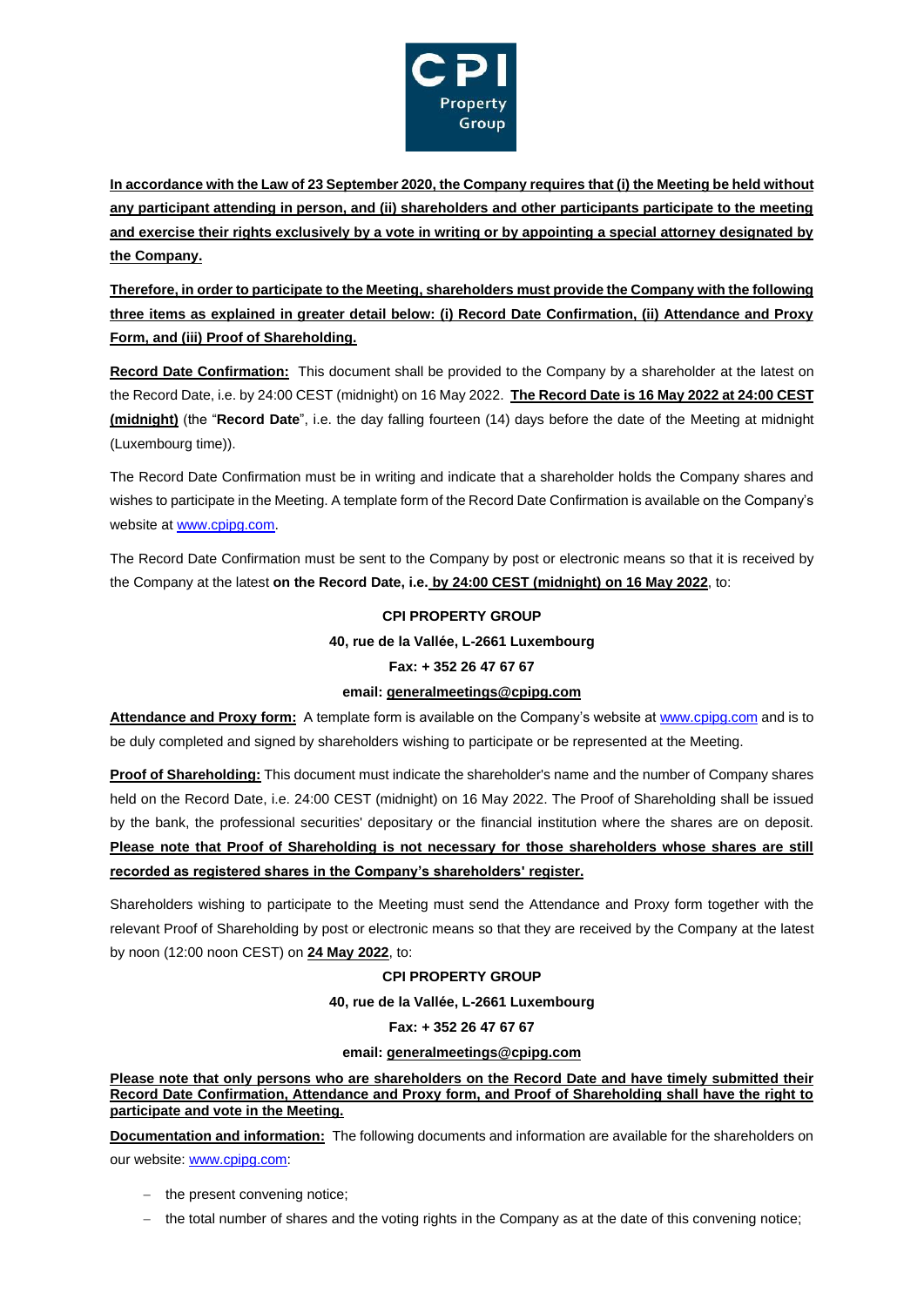**In accordance with the Law of 23 September 2020, the Company requires that (i) the Meeting be held without any participant attending in person, and (ii) shareholders and other participants participate to the meeting and exercise their rights exclusively by a vote in writing or by appointing a special attorney designated by the Company.**

**Therefore, in order to participate to the Meeting, shareholders must provide the Company with the following three items as explained in greater detail below: (i) Record Date Confirmation, (ii) Attendance and Proxy Form, and (iii) Proof of Shareholding.**

**Record Date Confirmation:** This document shall be provided to the Company by a shareholder at the latest on the Record Date, i.e. by 24:00 CEST (midnight) on 16 May 2022. **The Record Date is 16 May 2022 at 24:00 CEST (midnight)** (the "**Record Date**", i.e. the day falling fourteen (14) days before the date of the Meeting at midnight (Luxembourg time)).

The Record Date Confirmation must be in writing and indicate that a shareholder holds the Company shares and wishes to participate in the Meeting. A template form of the Record Date Confirmation is available on the Company's website at www.cpipg.com.

The Record Date Confirmation must be sent to the Company by post or electronic means so that it is received by the Company at the latest **on the Record Date, i.e. by 24:00 CEST (midnight) on 16 May 2022**, to:

**CPI PROPERTY GROUP**

**40, rue de la Vallée, L-2661 Luxembourg**

**Fax: + 352 26 47 67 67**

**email: generalmeetings@cpipg.com**

**Attendance and Proxy form:** A template form is available on the Company's website at www.cpipg.com and is to be duly completed and signed by shareholders wishing to participate or be represented at the Meeting.

**Proof of Shareholding:** This document must indicate the shareholder's name and the number of Company shares held on the Record Date, i.e. 24:00 CEST (midnight) on 16 May 2022. The Proof of Shareholding shall be issued by the bank, the professional securities' depositary or the financial institution where the shares are on deposit. **Please note that Proof of Shareholding is not necessary for those shareholders whose shares are still recorded as registered shares in the Company's shareholders' register.**

Shareholders wishing to participate to the Meeting must send the Attendance and Proxy form together with the relevant Proof of Shareholding by post or electronic means so that they are received by the Company at the latest by noon (12:00 noon CEST) on **24 May 2022**, to:

**CPI PROPERTY GROUP**

**40, rue de la Vallée, L-2661 Luxembourg**

**Fax: + 352 26 47 67 67**

**email: generalmeetings@cpipg.com**

**Please note that only persons who are shareholders on the Record Date and have timely submitted their Record Date Confirmation, Attendance and Proxy form, and Proof of Shareholding shall have the right to participate and vote in the Meeting.**

**Documentation and information:** The following documents and information are available for the shareholders on our website: www.cpipg.com:

- the present convening notice;
- the total number of shares and the voting rights in the Company as at the date of this convening notice;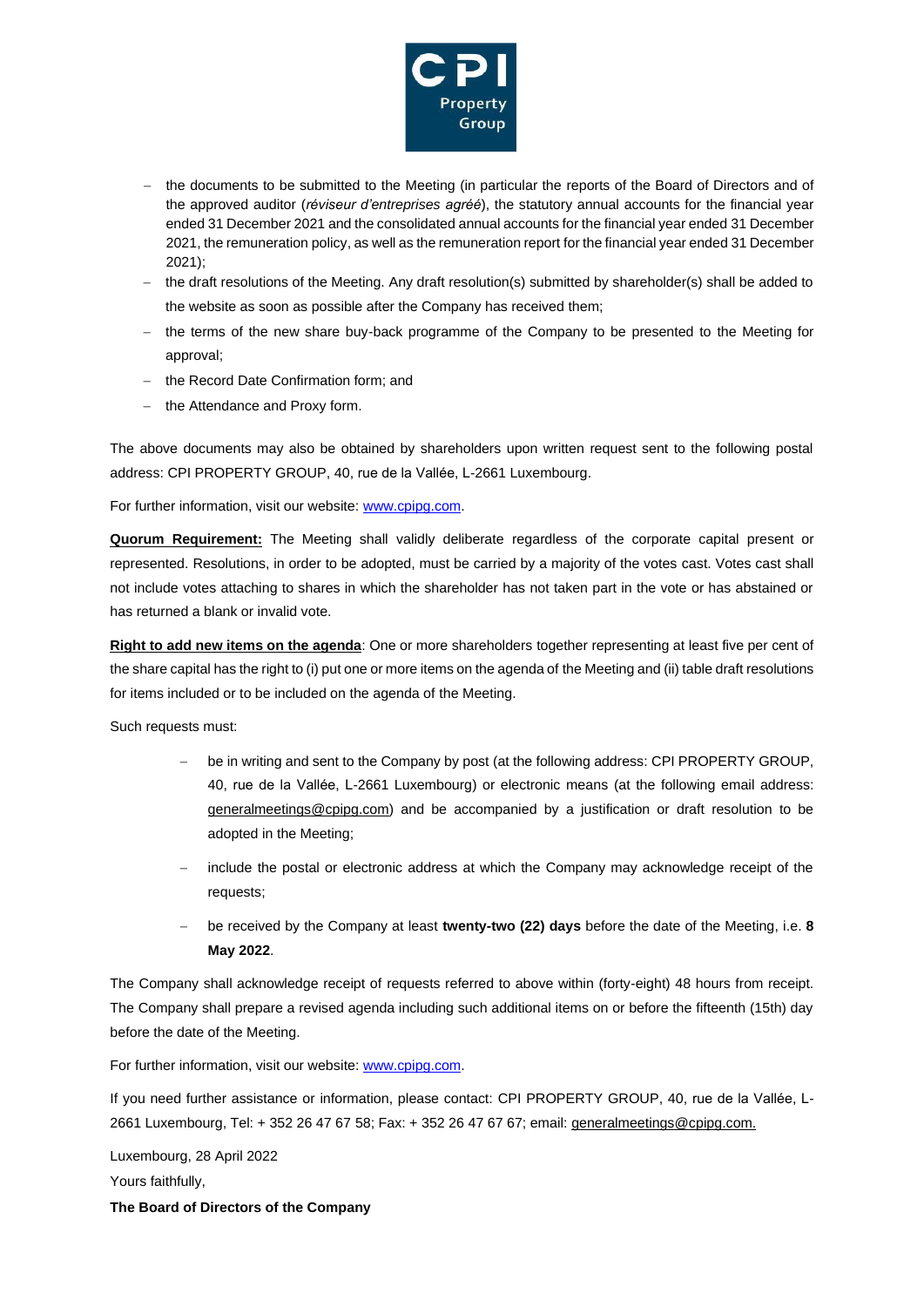- the documents to be submitted to the Meeting (in particular the reports of the Board of Directors and of the approved auditor (*réviseur d'entreprises agréé*), the statutory annual accounts for the financial year ended 31 December 2021 and the consolidated annual accounts for the financial year ended 31 December 2021, the remuneration policy, as well as the remuneration report for the financial year ended 31 December 2021);
- the draft resolutions of the Meeting. Any draft resolution(s) submitted by shareholder(s) shall be added to the website as soon as possible after the Company has received them;
- the terms of the new share buy-back programme of the Company to be presented to the Meeting for approval;
- the Record Date Confirmation form; and
- the Attendance and Proxy form.

The above documents may also be obtained by shareholders upon written request sent to the following postal address: CPI PROPERTY GROUP, 40, rue de la Vallée, L-2661 Luxembourg.

For further information, visit our website: www.cpipg.com.

**Quorum Requirement:** The Meeting shall validly deliberate regardless of the corporate capital present or represented. Resolutions, in order to be adopted, must be carried by a majority of the votes cast. Votes cast shall not include votes attaching to shares in which the shareholder has not taken part in the vote or has abstained or has returned a blank or invalid vote.

**Right to add new items on the agenda**: One or more shareholders together representing at least five per cent of the share capital has the right to (i) put one or more items on the agenda of the Meeting and (ii) table draft resolutions for items included or to be included on the agenda of the Meeting.

Such requests must:

- be in writing and sent to the Company by post (at the following address: CPI PROPERTY GROUP, 40, rue de la Vallée, L-2661 Luxembourg) or electronic means (at the following email address: generalmeetings@cpipg.com) and be accompanied by a justification or draft resolution to be adopted in the Meeting;
- include the postal or electronic address at which the Company may acknowledge receipt of the requests;
- be received by the Company at least **twenty-two (22) days** before the date of the Meeting, i.e. **8 May 2022**.

The Company shall acknowledge receipt of requests referred to above within (forty-eight) 48 hours from receipt. The Company shall prepare a revised agenda including such additional items on or before the fifteenth (15th) day before the date of the Meeting.

For further information, visit our website: www.cpipg.com.

If you need further assistance or information, please contact: CPI PROPERTY GROUP, 40, rue de la Vallée, L-2661 Luxembourg, Tel: + 352 26 47 67 58; Fax: + 352 26 47 67 67; email: generalmeetings@cpipg.com.

Luxembourg, 28 April 2022

Yours faithfully,

**The Board of Directors of the Company**